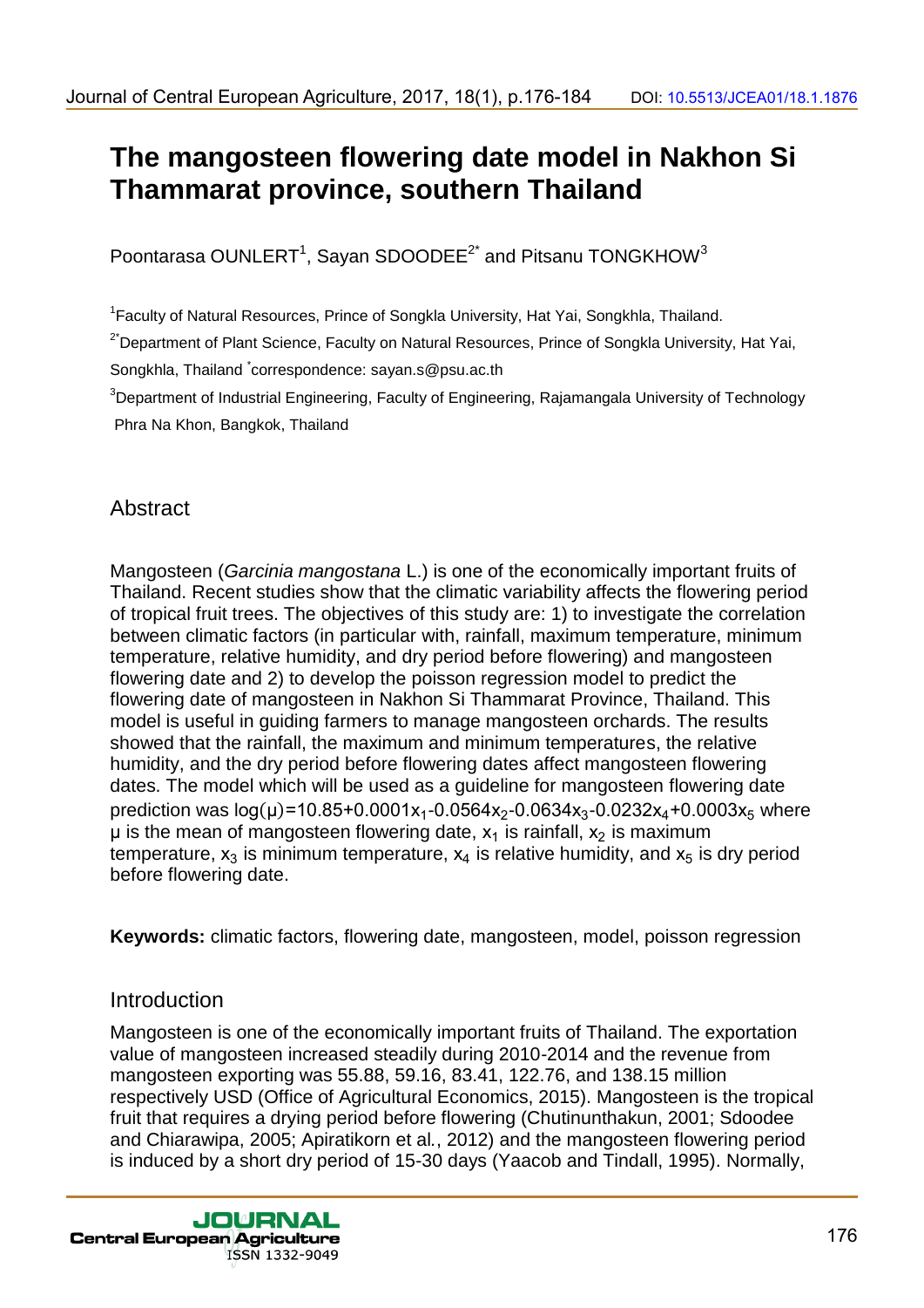# The mangosteen flowering date model in Nakhon Si Thammarat province, southern Thailand

Poontarasa OUNLERT[1], Sayan SDOODEE[2*] and Pitsanu TONGKHOW[3]

[1]Faculty of Natural Resources, Prince of Songkla University, Hat Yai, Songkhla, Thailand.

[2*]Department of Plant Science, Faculty on Natural Resources, Prince of Songkla University, Hat Yai, Songkhla, Thailand *correspondence: sayan.s@psu.ac.th

[3]Department of Industrial Engineering, Faculty of Engineering, Rajamangala University of Technology Phra Na Khon, Bangkok, Thailand

## Abstract

Mangosteen (*Garcinia mangostana* L.) is one of the economically important fruits of Thailand. Recent studies show that the climatic variability affects the flowering period of tropical fruit trees. The objectives of this study are: 1) to investigate the correlation between climatic factors (in particular with, rainfall, maximum temperature, minimum temperature, relative humidity, and dry period before flowering) and mangosteen flowering date and 2) to develop the poisson regression model to predict the flowering date of mangosteen in Nakhon Si Thammarat Province, Thailand. This model is useful in guiding farmers to manage mangosteen orchards. The results showed that the rainfall, the maximum and minimum temperatures, the relative humidity, and the dry period before flowering dates affect mangosteen flowering dates. The model which will be used as a guideline for mangosteen flowering date prediction was $\log(\mu)=10.85+0.0001x_1-0.0564x_2-0.0634x_3-0.0232x_4+0.0003x_5$ where $\mu$ is the mean of mangosteen flowering date, $x_1$ is rainfall, $x_2$ is maximum temperature, $x_3$ is minimum temperature, $x_4$ is relative humidity, and $x_5$ is dry period before flowering date.

**Keywords:** climatic factors, flowering date, mangosteen, model, poisson regression

## Introduction

Mangosteen is one of the economically important fruits of Thailand. The exportation value of mangosteen increased steadily during 2010-2014 and the revenue from mangosteen exporting was 55.88, 59.16, 83.41, 122.76, and 138.15 million respectively USD (Office of Agricultural Economics, 2015). Mangosteen is the tropical fruit that requires a drying period before flowering (Chutinunthakun, 2001; Sdoodee and Chiarawipa, 2005; Apiratikorn et al., 2012) and the mangosteen flowering period is induced by a short dry period of 15-30 days (Yaacob and Tindall, 1995). Normally,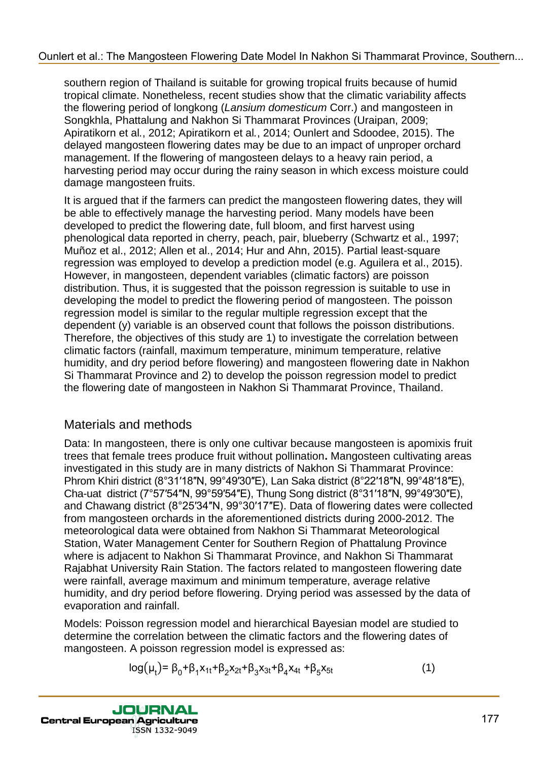southern region of Thailand is suitable for growing tropical fruits because of humid tropical climate. Nonetheless, recent studies show that the climatic variability affects the flowering period of longkong (*Lansium domesticum* Corr.) and mangosteen in Songkhla, Phattalung and Nakhon Si Thammarat Provinces (Uraipan, 2009; Apiratikorn et al*.*, 2012; Apiratikorn et al*.*, 2014; Ounlert and Sdoodee, 2015). The delayed mangosteen flowering dates may be due to an impact of unproper orchard management. If the flowering of mangosteen delays to a heavy rain period, a harvesting period may occur during the rainy season in which excess moisture could damage mangosteen fruits.

It is argued that if the farmers can predict the mangosteen flowering dates, they will be able to effectively manage the harvesting period. Many models have been developed to predict the flowering date, full bloom, and first harvest using phenological data reported in cherry, peach, pair, blueberry (Schwartz et al., 1997; Muñoz et al., 2012; Allen et al., 2014; Hur and Ahn, 2015). Partial least-square regression was employed to develop a prediction model (e.g. Aguilera et al., 2015). However, in mangosteen, dependent variables (climatic factors) are poisson distribution. Thus, it is suggested that the poisson regression is suitable to use in developing the model to predict the flowering period of mangosteen. The poisson regression model is similar to the regular multiple regression except that the dependent (y) variable is an observed count that follows the poisson distributions. Therefore, the objectives of this study are 1) to investigate the correlation between climatic factors (rainfall, maximum temperature, minimum temperature, relative humidity, and dry period before flowering) and mangosteen flowering date in Nakhon Si Thammarat Province and 2) to develop the poisson regression model to predict the flowering date of mangosteen in Nakhon Si Thammarat Province, Thailand.

## Materials and methods

Data: In mangosteen, there is only one cultivar because mangosteen is apomixis fruit trees that female trees produce fruit without pollination**.** Mangosteen cultivating areas investigated in this study are in many districts of Nakhon Si Thammarat Province: Phrom Khiri district (8°31′18″N, 99°49′30″E), Lan Saka district (8°22′18″N, 99°48′18″E), Cha-uat district (7°57′54″N, 99°59′54″E), Thung Song district (8°31′18″N, 99°49′30″E), and Chawang district (8°25′34″N, 99°30′17″E). Data of flowering dates were collected from mangosteen orchards in the aforementioned districts during 2000-2012. The meteorological data were obtained from Nakhon Si Thammarat Meteorological Station, Water Management Center for Southern Region of Phattalung Province where is adjacent to Nakhon Si Thammarat Province, and Nakhon Si Thammarat Rajabhat University Rain Station. The factors related to mangosteen flowering date were rainfall, average maximum and minimum temperature, average relative humidity, and dry period before flowering. Drying period was assessed by the data of evaporation and rainfall.

Models: Poisson regression model and hierarchical Bayesian model are studied to determine the correlation between the climatic factors and the flowering dates of mangosteen. A poisson regression model is expressed as:

$$\log(\mu_t) = \beta_0 + \beta_1 x_{1t} + \beta_2 x_{2t} + \beta_3 x_{3t} + \beta_4 x_{4t} + \beta_5 x_{5t} \quad (1)$$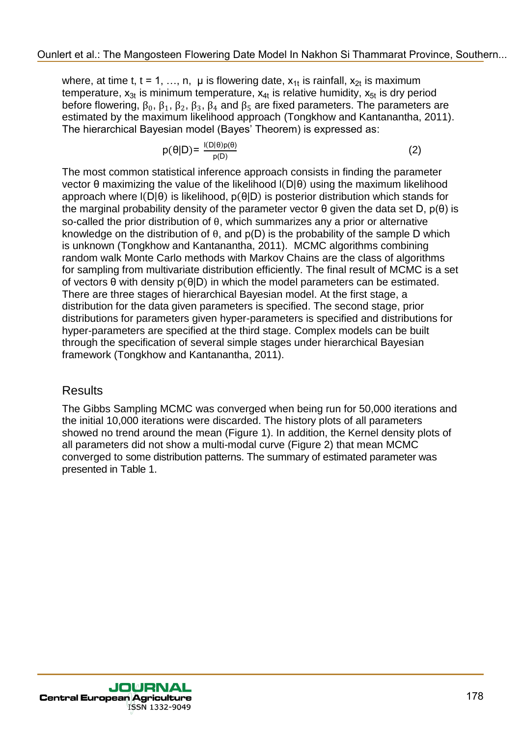where, at time t, t = 1, …, n, $\mu$ is flowering date, $x_{1t}$ is rainfall, $x_{2t}$ is maximum temperature, $x_{3t}$ is minimum temperature, $x_{4t}$ is relative humidity, $x_{5t}$ is dry period before flowering, $\beta_0$, $\beta_1$, $\beta_2$, $\beta_3$, $\beta_4$ and $\beta_5$ are fixed parameters. The parameters are estimated by the maximum likelihood approach (Tongkhow and Kantanantha, 2011). The hierarchical Bayesian model (Bayes' Theorem) is expressed as:

$$p(\theta|D)= \frac{l(D|\theta)p(\theta)}{p(D)} \quad (2)$$

The most common statistical inference approach consists in finding the parameter vector $\theta$ maximizing the value of the likelihood $l(D|\theta)$ using the maximum likelihood approach where $l(D|\theta)$ is likelihood, $p(\theta|D)$ is posterior distribution which stands for the marginal probability density of the parameter vector $\theta$ given the data set D, $p(\theta)$ is so-called the prior distribution of $\theta$, which summarizes any a prior or alternative knowledge on the distribution of $\theta$, and $p(D)$ is the probability of the sample D which is unknown (Tongkhow and Kantanantha, 2011). MCMC algorithms combining random walk Monte Carlo methods with Markov Chains are the class of algorithms for sampling from multivariate distribution efficiently. The final result of MCMC is a set of vectors $\theta$ with density $p(\theta|D)$ in which the model parameters can be estimated. There are three stages of hierarchical Bayesian model. At the first stage, a distribution for the data given parameters is specified. The second stage, prior distributions for parameters given hyper-parameters is specified and distributions for hyper-parameters are specified at the third stage. Complex models can be built through the specification of several simple stages under hierarchical Bayesian framework (Tongkhow and Kantanantha, 2011).

## Results

The Gibbs Sampling MCMC was converged when being run for 50,000 iterations and the initial 10,000 iterations were discarded. The history plots of all parameters showed no trend around the mean (Figure 1). In addition, the Kernel density plots of all parameters did not show a multi-modal curve (Figure 2) that mean MCMC converged to some distribution patterns. The summary of estimated parameter was presented in Table 1.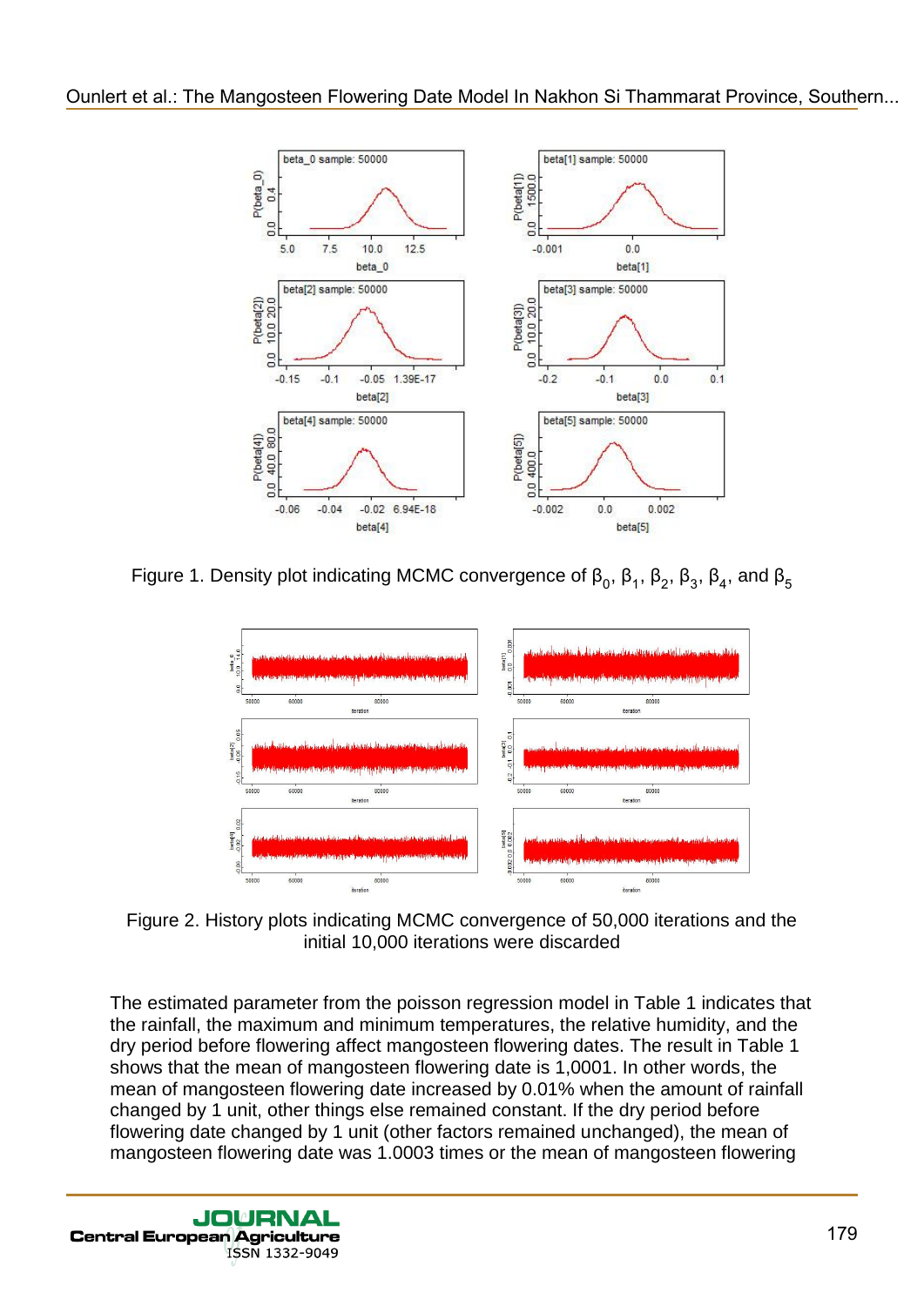Figure 1. Density plot indicating MCMC convergence of $\beta_0$, $\beta_1$, $\beta_2$, $\beta_3$, $\beta_4$, and $\beta_5$

Figure 2. History plots indicating MCMC convergence of 50,000 iterations and the initial 10,000 iterations were discarded

The estimated parameter from the poisson regression model in Table 1 indicates that the rainfall, the maximum and minimum temperatures, the relative humidity, and the dry period before flowering affect mangosteen flowering dates. The result in Table 1 shows that the mean of mangosteen flowering date is 1,0001. In other words, the mean of mangosteen flowering date increased by 0.01% when the amount of rainfall changed by 1 unit, other things else remained constant. If the dry period before flowering date changed by 1 unit (other factors remained unchanged), the mean of mangosteen flowering date was 1.0003 times or the mean of mangosteen flowering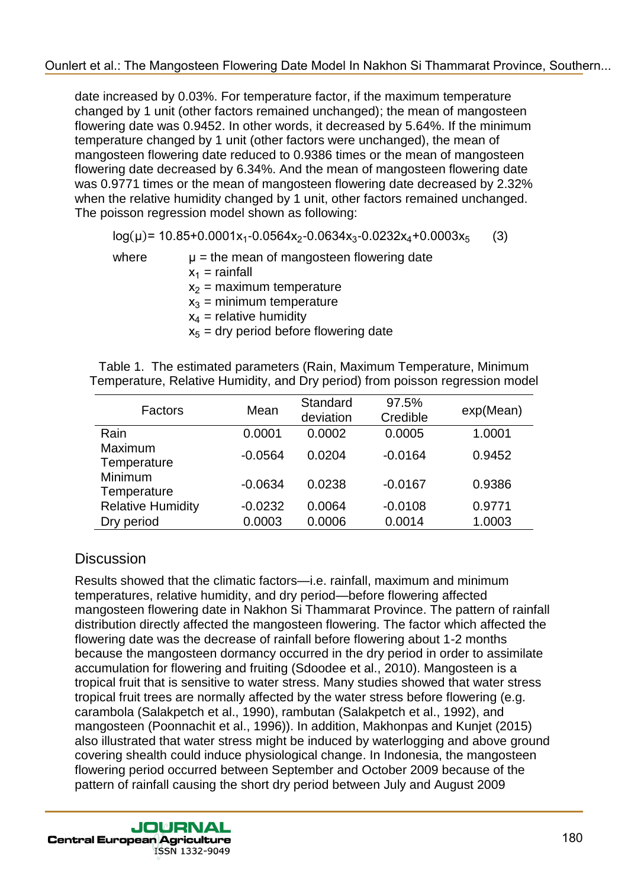date increased by 0.03%. For temperature factor, if the maximum temperature changed by 1 unit (other factors remained unchanged); the mean of mangosteen flowering date was 0.9452. In other words, it decreased by 5.64%. If the minimum temperature changed by 1 unit (other factors were unchanged), the mean of mangosteen flowering date reduced to 0.9386 times or the mean of mangosteen flowering date decreased by 6.34%. And the mean of mangosteen flowering date was 0.9771 times or the mean of mangosteen flowering date decreased by 2.32% when the relative humidity changed by 1 unit, other factors remained unchanged. The poisson regression model shown as following:

$$\log(\mu)= 10.85+0.0001x_1-0.0564x_2-0.0634x_3-0.0232x_4+0.0003x_5 \quad (3)$$

where $\mu$ = the mean of mangosteen flowering date
$x_1$ = rainfall
$x_2$ = maximum temperature
$x_3$ = minimum temperature
$x_4$ = relative humidity
$x_5$ = dry period before flowering date

Table 1. The estimated parameters (Rain, Maximum Temperature, Minimum Temperature, Relative Humidity, and Dry period) from poisson regression model

| Factors | Mean | Standard deviation | 97.5% Credible | exp(Mean) |
|---|---|---|---|---|
| Rain | 0.0001 | 0.0002 | 0.0005 | 1.0001 |
| Maximum Temperature | -0.0564 | 0.0204 | -0.0164 | 0.9452 |
| Minimum Temperature | -0.0634 | 0.0238 | -0.0167 | 0.9386 |
| Relative Humidity | -0.0232 | 0.0064 | -0.0108 | 0.9771 |
| Dry period | 0.0003 | 0.0006 | 0.0014 | 1.0003 |

## Discussion

Results showed that the climatic factors—i.e. rainfall, maximum and minimum temperatures, relative humidity, and dry period—before flowering affected mangosteen flowering date in Nakhon Si Thammarat Province. The pattern of rainfall distribution directly affected the mangosteen flowering. The factor which affected the flowering date was the decrease of rainfall before flowering about 1-2 months because the mangosteen dormancy occurred in the dry period in order to assimilate accumulation for flowering and fruiting (Sdoodee et al., 2010). Mangosteen is a tropical fruit that is sensitive to water stress. Many studies showed that water stress tropical fruit trees are normally affected by the water stress before flowering (e.g. carambola (Salakpetch et al., 1990), rambutan (Salakpetch et al., 1992), and mangosteen (Poonnachit et al., 1996)). In addition, Makhonpas and Kunjet (2015) also illustrated that water stress might be induced by waterlogging and above ground covering shealth could induce physiological change. In Indonesia, the mangosteen flowering period occurred between September and October 2009 because of the pattern of rainfall causing the short dry period between July and August 2009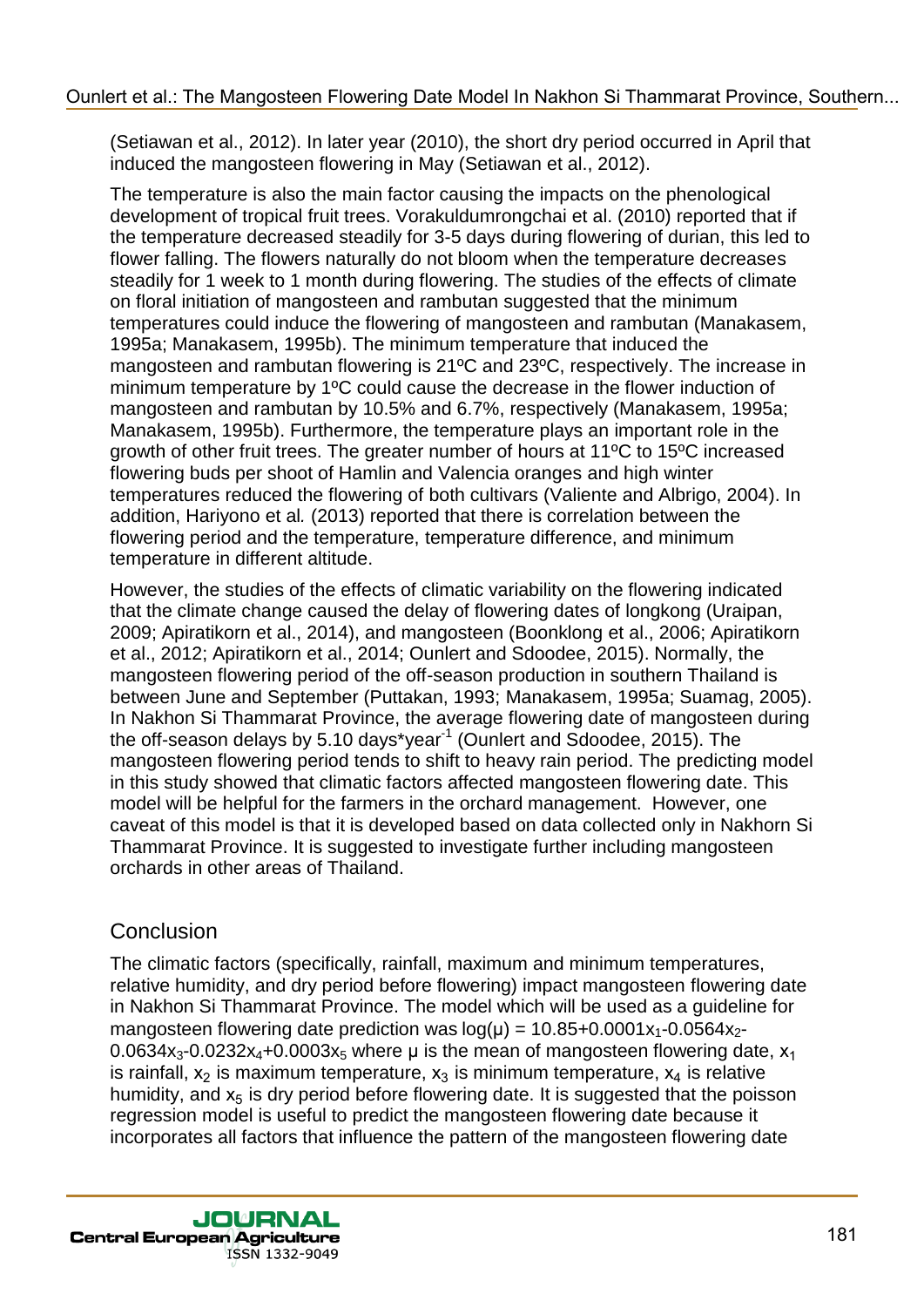(Setiawan et al., 2012). In later year (2010), the short dry period occurred in April that induced the mangosteen flowering in May (Setiawan et al., 2012).

The temperature is also the main factor causing the impacts on the phenological development of tropical fruit trees. Vorakuldumrongchai et al. (2010) reported that if the temperature decreased steadily for 3-5 days during flowering of durian, this led to flower falling. The flowers naturally do not bloom when the temperature decreases steadily for 1 week to 1 month during flowering. The studies of the effects of climate on floral initiation of mangosteen and rambutan suggested that the minimum temperatures could induce the flowering of mangosteen and rambutan (Manakasem, 1995a; Manakasem, 1995b). The minimum temperature that induced the mangosteen and rambutan flowering is 21ºC and 23ºC, respectively. The increase in minimum temperature by 1ºC could cause the decrease in the flower induction of mangosteen and rambutan by 10.5% and 6.7%, respectively (Manakasem, 1995a; Manakasem, 1995b). Furthermore, the temperature plays an important role in the growth of other fruit trees. The greater number of hours at 11ºC to 15ºC increased flowering buds per shoot of Hamlin and Valencia oranges and high winter temperatures reduced the flowering of both cultivars (Valiente and Albrigo, 2004). In addition, Hariyono et al*.* (2013) reported that there is correlation between the flowering period and the temperature, temperature difference, and minimum temperature in different altitude.

However, the studies of the effects of climatic variability on the flowering indicated that the climate change caused the delay of flowering dates of longkong (Uraipan, 2009; Apiratikorn et al., 2014), and mangosteen (Boonklong et al., 2006; Apiratikorn et al., 2012; Apiratikorn et al., 2014; Ounlert and Sdoodee, 2015). Normally, the mangosteen flowering period of the off-season production in southern Thailand is between June and September (Puttakan, 1993; Manakasem, 1995a; Suamag, 2005). In Nakhon Si Thammarat Province, the average flowering date of mangosteen during the off-season delays by 5.10 days*year$^{-1}$ (Ounlert and Sdoodee, 2015). The mangosteen flowering period tends to shift to heavy rain period. The predicting model in this study showed that climatic factors affected mangosteen flowering date. This model will be helpful for the farmers in the orchard management. However, one caveat of this model is that it is developed based on data collected only in Nakhorn Si Thammarat Province. It is suggested to investigate further including mangosteen orchards in other areas of Thailand.

## Conclusion

The climatic factors (specifically, rainfall, maximum and minimum temperatures, relative humidity, and dry period before flowering) impact mangosteen flowering date in Nakhon Si Thammarat Province. The model which will be used as a guideline for mangosteen flowering date prediction was $\log(\mu) = 10.85+0.0001x_1-0.0564x_2-0.0634x_3-0.0232x_4+0.0003x_5$ where $\mu$ is the mean of mangosteen flowering date, $x_1$ is rainfall, $x_2$ is maximum temperature, $x_3$ is minimum temperature, $x_4$ is relative humidity, and $x_5$ is dry period before flowering date. It is suggested that the poisson regression model is useful to predict the mangosteen flowering date because it incorporates all factors that influence the pattern of the mangosteen flowering date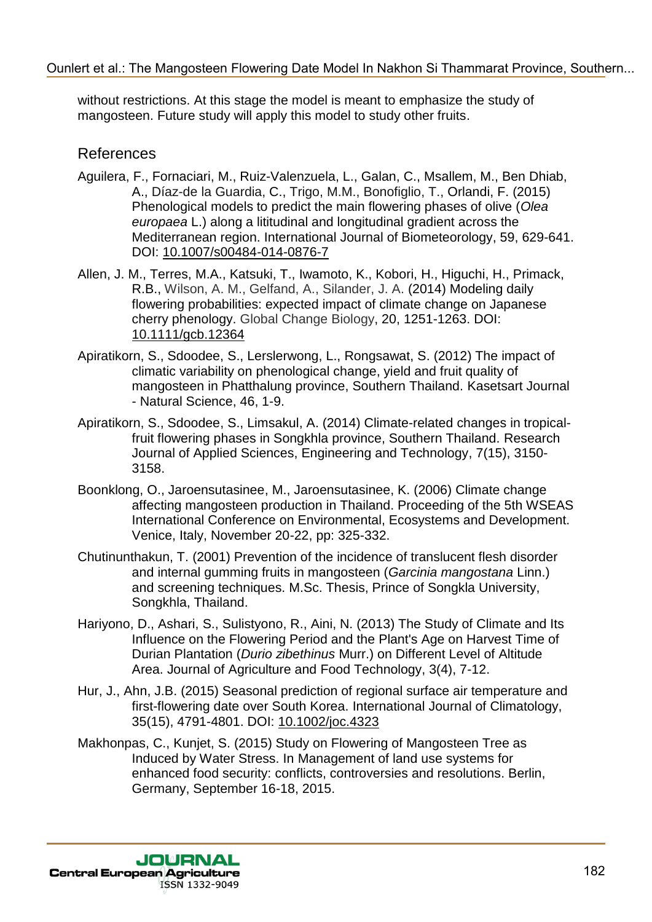without restrictions. At this stage the model is meant to emphasize the study of mangosteen. Future study will apply this model to study other fruits.

## References

Aguilera, F., Fornaciari, M., Ruiz-Valenzuela, L., Galan, C., Msallem, M., Ben Dhiab, A., Díaz-de la Guardia, C., Trigo, M.M., Bonofiglio, T., Orlandi, F. (2015) Phenological models to predict the main flowering phases of olive (*Olea europaea* L.) along a lititudinal and longitudinal gradient across the Mediterranean region. International Journal of Biometeorology, 59, 629-641. DOI: 10.1007/s00484-014-0876-7

Allen, J. M., Terres, M.A., Katsuki, T., Iwamoto, K., Kobori, H., Higuchi, H., Primack, R.B., Wilson, A. M., Gelfand, A., Silander, J. A. (2014) Modeling daily flowering probabilities: expected impact of climate change on Japanese cherry phenology. Global Change Biology, 20, 1251-1263. DOI: 10.1111/gcb.12364

Apiratikorn, S., Sdoodee, S., Lerslerwong, L., Rongsawat, S. (2012) The impact of climatic variability on phenological change, yield and fruit quality of mangosteen in Phatthalung province, Southern Thailand. Kasetsart Journal - Natural Science, 46, 1-9.

Apiratikorn, S., Sdoodee, S., Limsakul, A. (2014) Climate-related changes in tropical-fruit flowering phases in Songkhla province, Southern Thailand. Research Journal of Applied Sciences, Engineering and Technology, 7(15), 3150-3158.

Boonklong, O., Jaroensutasinee, M., Jaroensutasinee, K. (2006) Climate change affecting mangosteen production in Thailand. Proceeding of the 5th WSEAS International Conference on Environmental, Ecosystems and Development. Venice, Italy, November 20-22, pp: 325-332.

Chutinunthakun, T. (2001) Prevention of the incidence of translucent flesh disorder and internal gumming fruits in mangosteen (*Garcinia mangostana* Linn.) and screening techniques. M.Sc. Thesis, Prince of Songkla University, Songkhla, Thailand.

Hariyono, D., Ashari, S., Sulistyono, R., Aini, N. (2013) The Study of Climate and Its Influence on the Flowering Period and the Plant's Age on Harvest Time of Durian Plantation (*Durio zibethinus* Murr.) on Different Level of Altitude Area. Journal of Agriculture and Food Technology, 3(4), 7-12.

Hur, J., Ahn, J.B. (2015) Seasonal prediction of regional surface air temperature and first-flowering date over South Korea. International Journal of Climatology, 35(15), 4791-4801. DOI: 10.1002/joc.4323

Makhonpas, C., Kunjet, S. (2015) Study on Flowering of Mangosteen Tree as Induced by Water Stress. In Management of land use systems for enhanced food security: conflicts, controversies and resolutions. Berlin, Germany, September 16-18, 2015.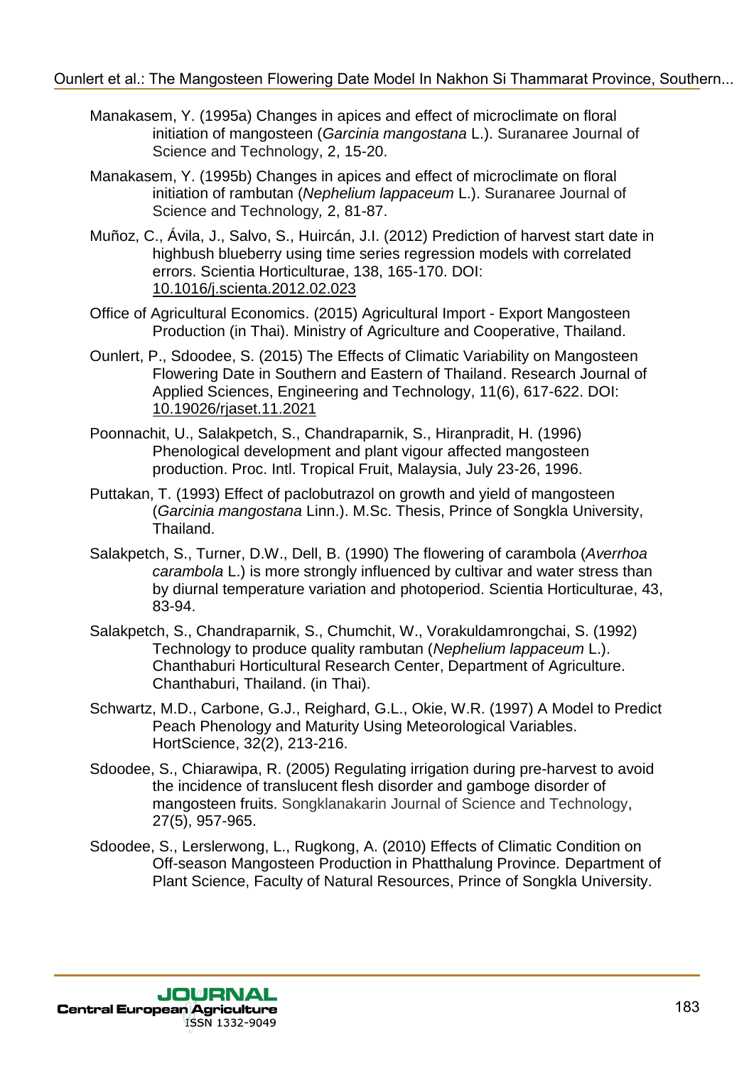Manakasem, Y. (1995a) Changes in apices and effect of microclimate on floral initiation of mangosteen (*Garcinia mangostana* L.). Suranaree Journal of Science and Technology, 2, 15-20.

Manakasem, Y. (1995b) Changes in apices and effect of microclimate on floral initiation of rambutan (*Nephelium lappaceum* L.). Suranaree Journal of Science and Technology*,* 2, 81-87.

Muñoz, C., Ávila, J., Salvo, S., Huircán, J.I. (2012) Prediction of harvest start date in highbush blueberry using time series regression models with correlated errors. Scientia Horticulturae, 138, 165-170. DOI: 10.1016/j.scienta.2012.02.023

Office of Agricultural Economics. (2015) Agricultural Import - Export Mangosteen Production (in Thai). Ministry of Agriculture and Cooperative, Thailand.

Ounlert, P., Sdoodee, S. (2015) The Effects of Climatic Variability on Mangosteen Flowering Date in Southern and Eastern of Thailand. Research Journal of Applied Sciences, Engineering and Technology, 11(6), 617-622. DOI: 10.19026/rjaset.11.2021

Poonnachit, U., Salakpetch, S., Chandraparnik, S., Hiranpradit, H. (1996) Phenological development and plant vigour affected mangosteen production. Proc. Intl. Tropical Fruit, Malaysia, July 23-26, 1996.

Puttakan, T. (1993) Effect of paclobutrazol on growth and yield of mangosteen (*Garcinia mangostana* Linn.). M.Sc. Thesis, Prince of Songkla University, Thailand.

Salakpetch, S., Turner, D.W., Dell, B. (1990) The flowering of carambola (*Averrhoa carambola* L.) is more strongly influenced by cultivar and water stress than by diurnal temperature variation and photoperiod. Scientia Horticulturae, 43, 83-94.

Salakpetch, S., Chandraparnik, S., Chumchit, W., Vorakuldamrongchai, S. (1992) Technology to produce quality rambutan (*Nephelium lappaceum* L.). Chanthaburi Horticultural Research Center, Department of Agriculture. Chanthaburi, Thailand. (in Thai).

Schwartz, M.D., Carbone, G.J., Reighard, G.L., Okie, W.R. (1997) A Model to Predict Peach Phenology and Maturity Using Meteorological Variables. HortScience, 32(2), 213-216.

Sdoodee, S., Chiarawipa, R. (2005) Regulating irrigation during pre-harvest to avoid the incidence of translucent flesh disorder and gamboge disorder of mangosteen fruits. Songklanakarin Journal of Science and Technology, 27(5), 957-965.

Sdoodee, S., Lerslerwong, L., Rugkong, A. (2010) Effects of Climatic Condition on Off-season Mangosteen Production in Phatthalung Province. Department of Plant Science, Faculty of Natural Resources, Prince of Songkla University.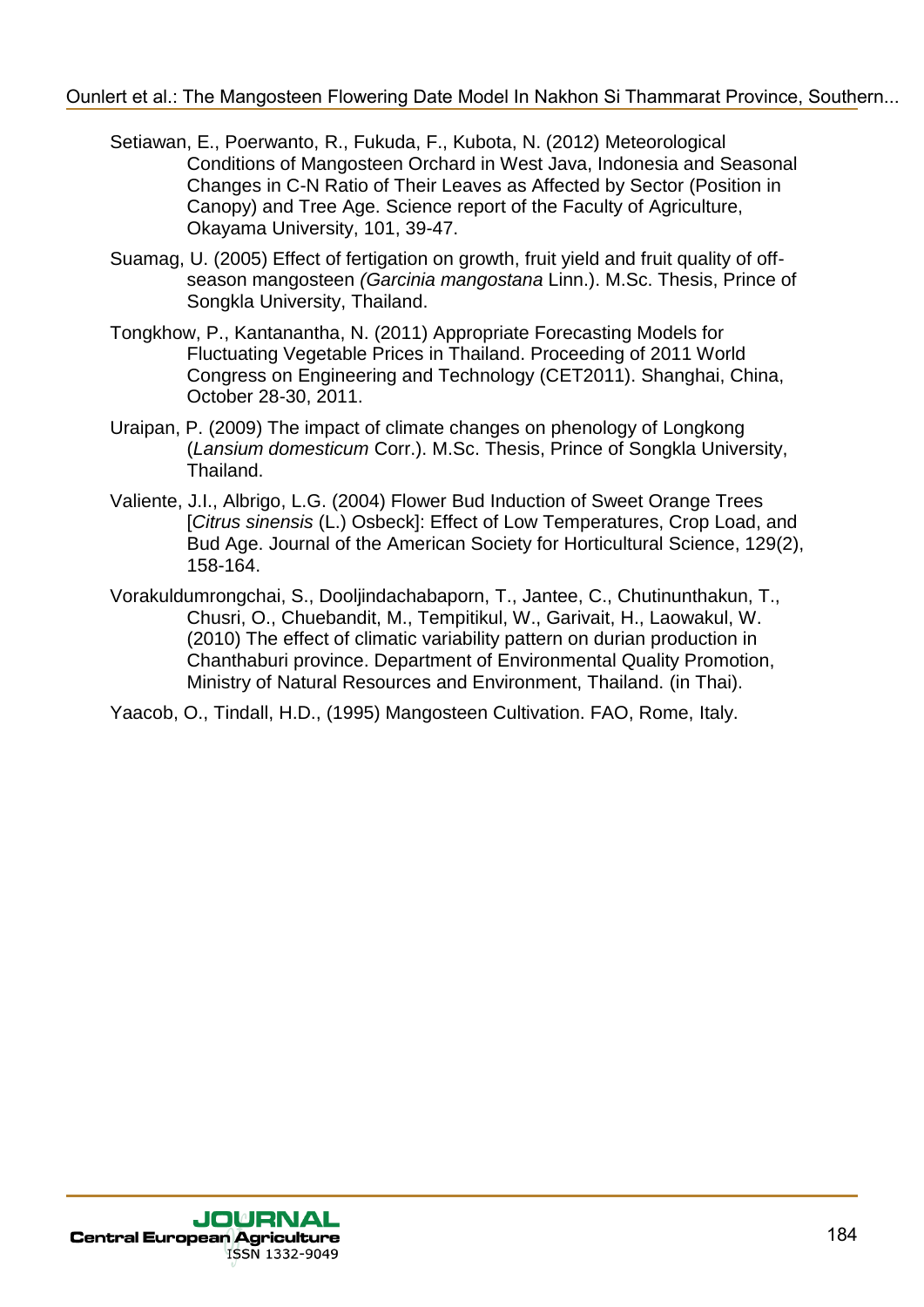Setiawan, E., Poerwanto, R., Fukuda, F., Kubota, N. (2012) Meteorological Conditions of Mangosteen Orchard in West Java, Indonesia and Seasonal Changes in C-N Ratio of Their Leaves as Affected by Sector (Position in Canopy) and Tree Age. Science report of the Faculty of Agriculture, Okayama University, 101, 39-47.

Suamag, U. (2005) Effect of fertigation on growth, fruit yield and fruit quality of off-season mangosteen *(Garcinia mangostana* Linn.). M.Sc. Thesis, Prince of Songkla University, Thailand.

Tongkhow, P., Kantanantha, N. (2011) Appropriate Forecasting Models for Fluctuating Vegetable Prices in Thailand. Proceeding of 2011 World Congress on Engineering and Technology (CET2011). Shanghai, China, October 28-30, 2011.

Uraipan, P. (2009) The impact of climate changes on phenology of Longkong (*Lansium domesticum* Corr.). M.Sc. Thesis, Prince of Songkla University, Thailand.

Valiente, J.I., Albrigo, L.G. (2004) Flower Bud Induction of Sweet Orange Trees [*Citrus sinensis* (L.) Osbeck]: Effect of Low Temperatures, Crop Load, and Bud Age. Journal of the American Society for Horticultural Science, 129(2), 158-164.

Vorakuldumrongchai, S., Dooljindachabaporn, T., Jantee, C., Chutinunthakun, T., Chusri, O., Chuebandit, M., Tempitikul, W., Garivait, H., Laowakul, W. (2010) The effect of climatic variability pattern on durian production in Chanthaburi province. Department of Environmental Quality Promotion, Ministry of Natural Resources and Environment, Thailand. (in Thai).

Yaacob, O., Tindall, H.D., (1995) Mangosteen Cultivation. FAO, Rome, Italy.